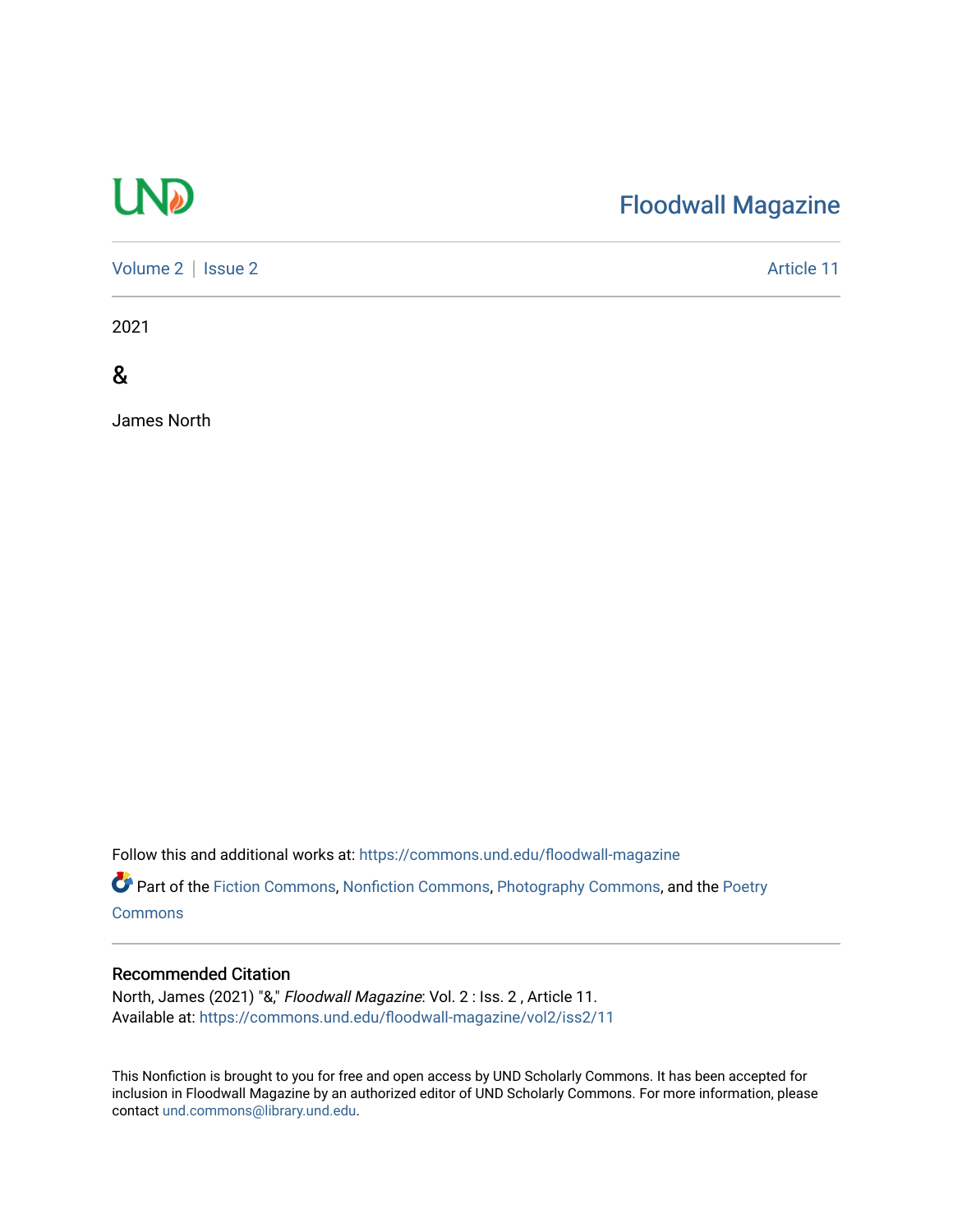UND

Floodwall Magazine

Volume 2 | Issue 2

Article 11

2021

# &

James North

Follow this and additional works at: https://commons.und.edu/floodwall-magazine

Part of the Fiction Commons, Nonfiction Commons, Photography Commons, and the Poetry Commons

## Recommended Citation

North, James (2021) "&," *Floodwall Magazine*: Vol. 2 : Iss. 2 , Article 11.
Available at: https://commons.und.edu/floodwall-magazine/vol2/iss2/11

This Nonfiction is brought to you for free and open access by UND Scholarly Commons. It has been accepted for inclusion in Floodwall Magazine by an authorized editor of UND Scholarly Commons. For more information, please contact und.commons@library.und.edu.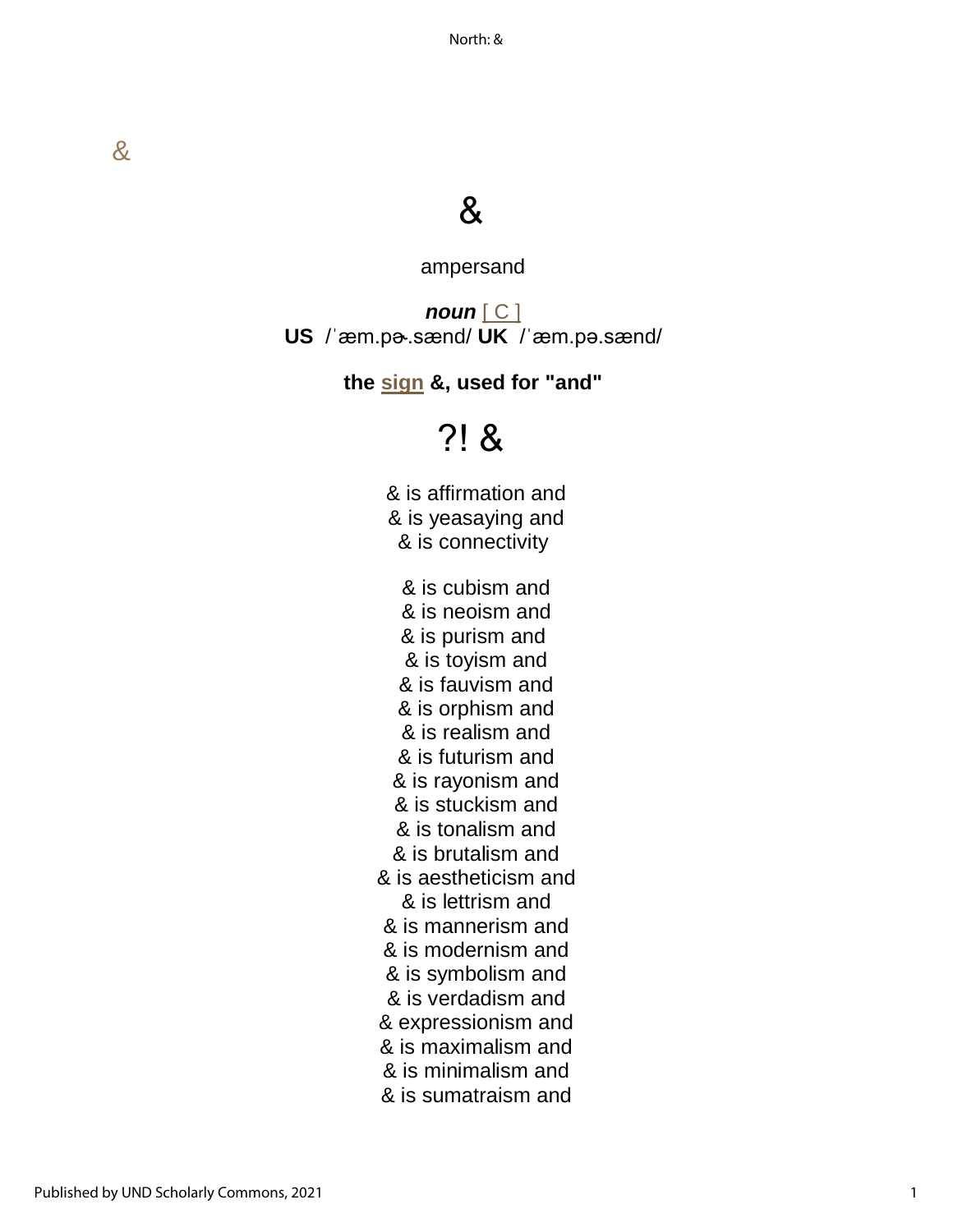&

# &

ampersand

***noun*** [ C ]
**US** /ˈæm.pɚ.sænd/ **UK** /ˈæm.pə.sænd/

**the sign &, used for "and"**

# ?! &

& is affirmation and
& is yeasaying and
& is connectivity

& is cubism and
& is neoism and
& is purism and
& is toyism and
& is fauvism and
& is orphism and
& is realism and
& is futurism and
& is rayonism and
& is stuckism and
& is tonalism and
& is brutalism and
& is aestheticism and
& is lettrism and
& is mannerism and
& is modernism and
& is symbolism and
& is verdadism and
& expressionism and
& is maximalism and
& is minimalism and
& is sumatraism and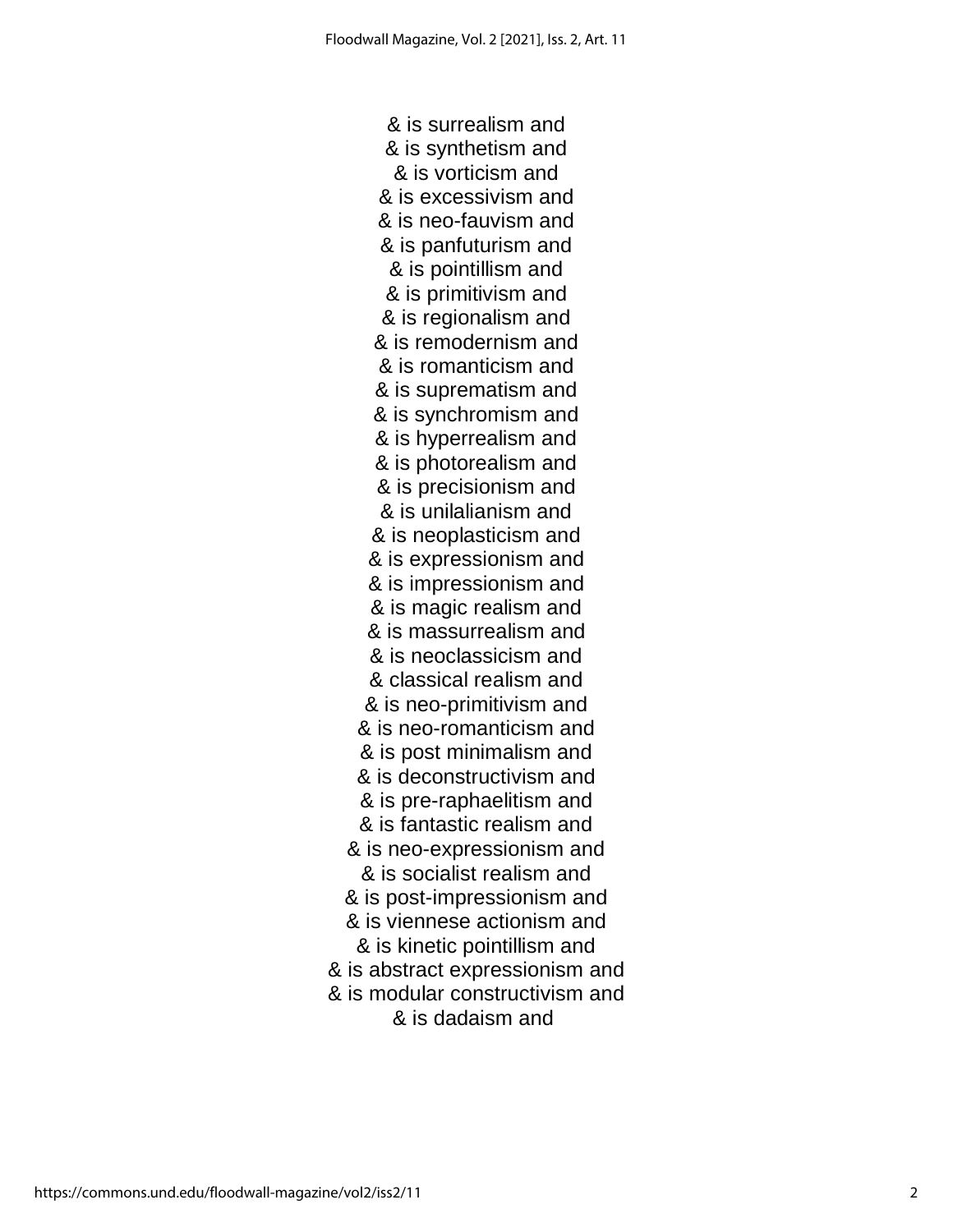& is surrealism and  
& is synthetism and  
& is vorticism and  
& is excessivism and  
& is neo-fauvism and  
& is panfuturism and  
& is pointillism and  
& is primitivism and  
& is regionalism and  
& is remodernism and  
& is romanticism and  
& is suprematism and  
& is synchromism and  
& is hyperrealism and  
& is photorealism and  
& is precisionism and  
& is unilalianism and  
& is neoplasticism and  
& is expressionism and  
& is impressionism and  
& is magic realism and  
& is massurrealism and  
& is neoclassicism and  
& classical realism and  
& is neo-primitivism and  
& is neo-romanticism and  
& is post minimalism and  
& is deconstructivism and  
& is pre-raphaelitism and  
& is fantastic realism and  
& is neo-expressionism and  
& is socialist realism and  
& is post-impressionism and  
& is viennese actionism and  
& is kinetic pointillism and  
& is abstract expressionism and  
& is modular constructivism and  
& is dadaism and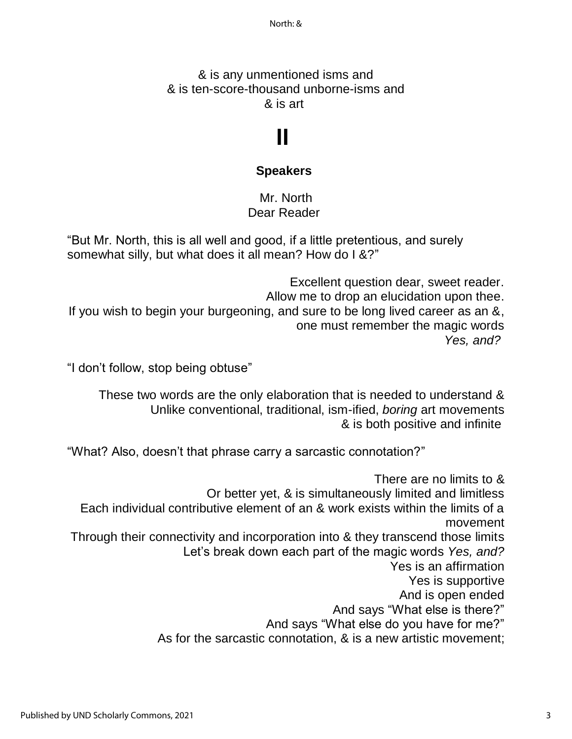& is any unmentioned isms and
& is ten-score-thousand unborne-isms and
& is art

# II

**Speakers**

Mr. North
Dear Reader

"But Mr. North, this is all well and good, if a little pretentious, and surely somewhat silly, but what does it all mean? How do I &?"

Excellent question dear, sweet reader.
Allow me to drop an elucidation upon thee.
If you wish to begin your burgeoning, and sure to be long lived career as an &, one must remember the magic words
*Yes, and?*

"I don't follow, stop being obtuse"

These two words are the only elaboration that is needed to understand &
Unlike conventional, traditional, ism-ified, *boring* art movements
& is both positive and infinite

"What? Also, doesn't that phrase carry a sarcastic connotation?"

There are no limits to &
Or better yet, & is simultaneously limited and limitless
Each individual contributive element of an & work exists within the limits of a movement
Through their connectivity and incorporation into & they transcend those limits
Let's break down each part of the magic words *Yes, and?*
Yes is an affirmation
Yes is supportive
And is open ended
And says "What else is there?"
And says "What else do you have for me?"
As for the sarcastic connotation, & is a new artistic movement;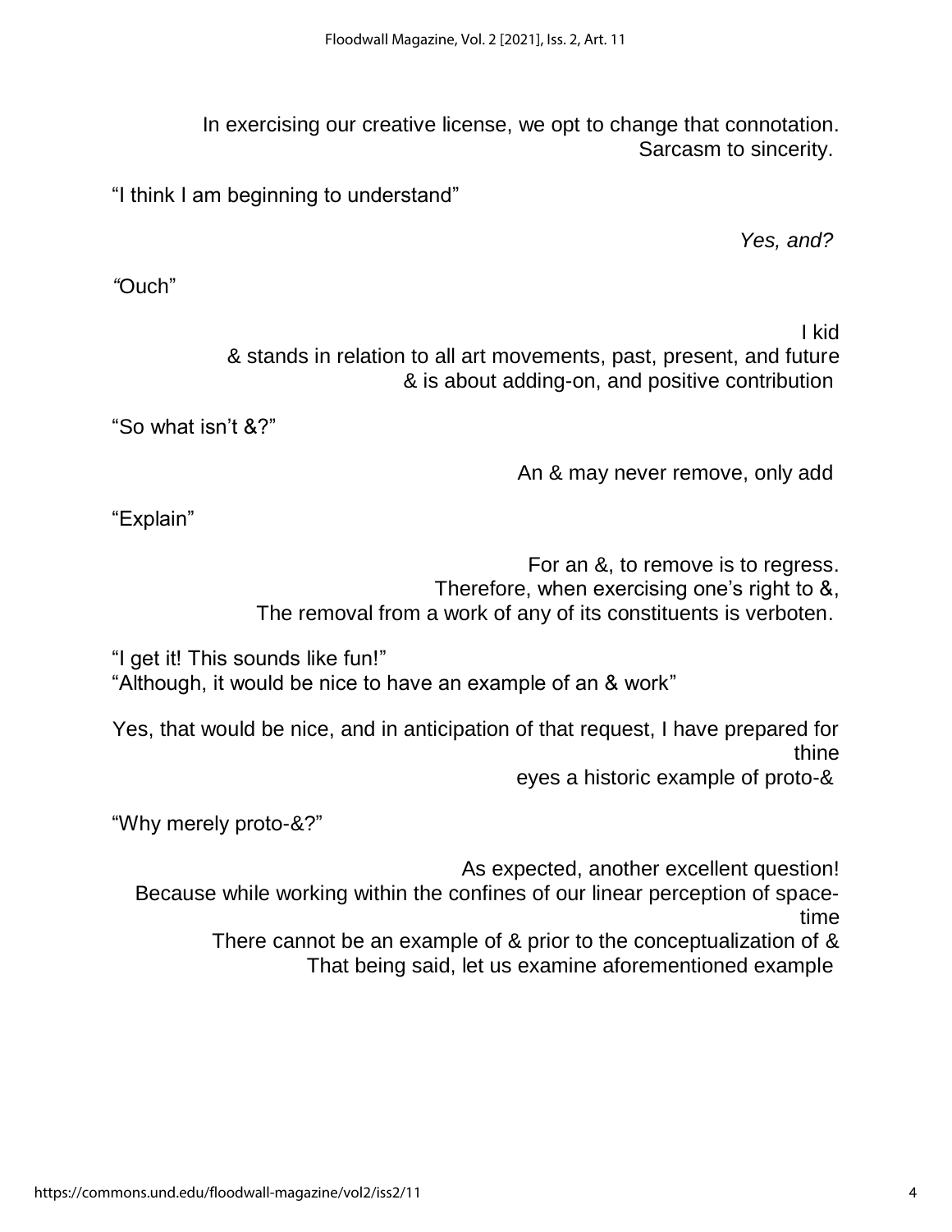In exercising our creative license, we opt to change that connotation.
Sarcasm to sincerity.

"I think I am beginning to understand"

*Yes, and?*

"Ouch"

I kid
& stands in relation to all art movements, past, present, and future
& is about adding-on, and positive contribution

"So what isn't &?"

An & may never remove, only add

"Explain"

For an &, to remove is to regress.
Therefore, when exercising one's right to &,
The removal from a work of any of its constituents is verboten.

"I get it! This sounds like fun!"
"Although, it would be nice to have an example of an & work"

Yes, that would be nice, and in anticipation of that request, I have prepared for thine
eyes a historic example of proto-&

"Why merely proto-&?"

As expected, another excellent question!
Because while working within the confines of our linear perception of space-time
There cannot be an example of & prior to the conceptualization of &
That being said, let us examine aforementioned example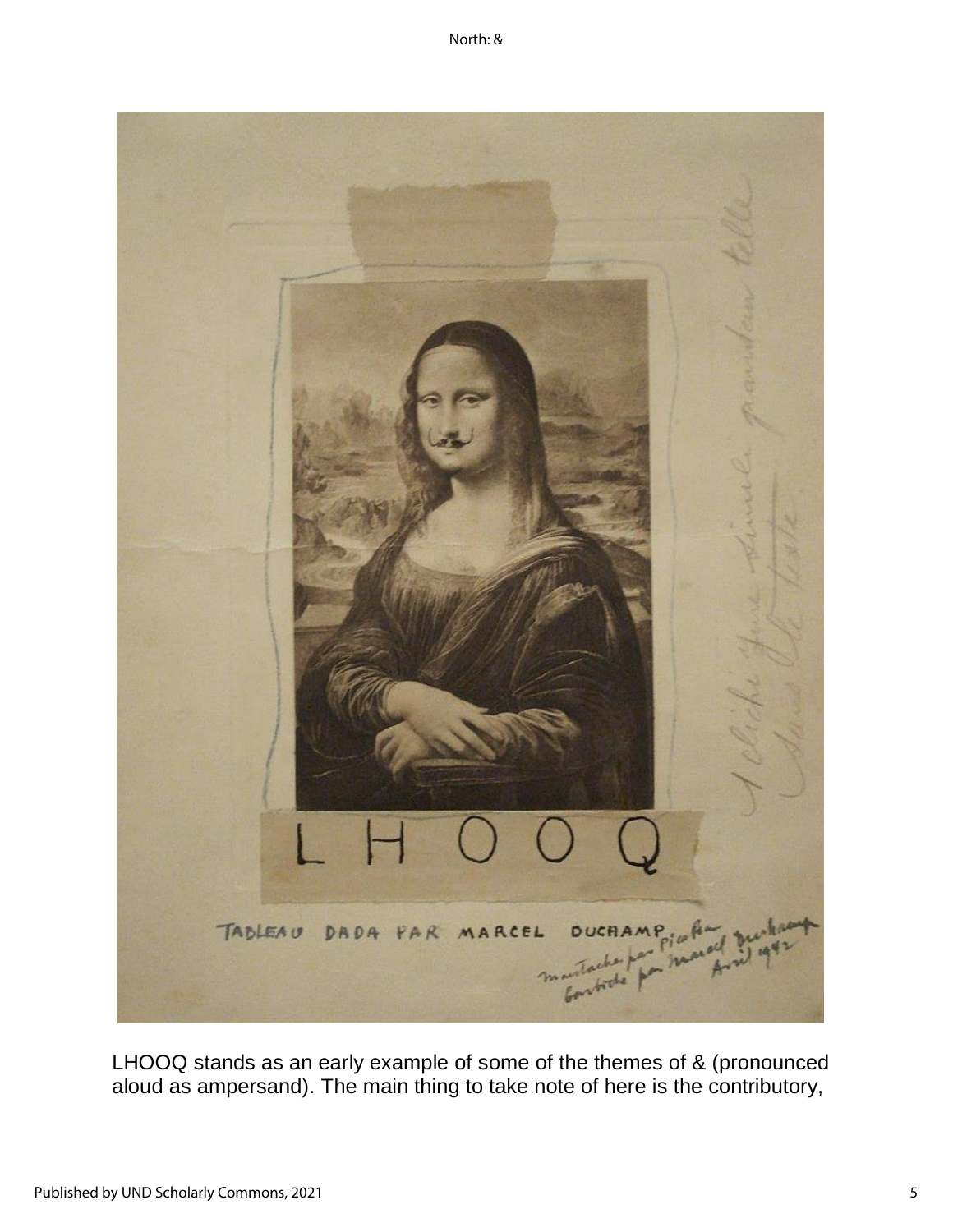LHOOQ stands as an early example of some of the themes of & (pronounced aloud as ampersand). The main thing to take note of here is the contributory,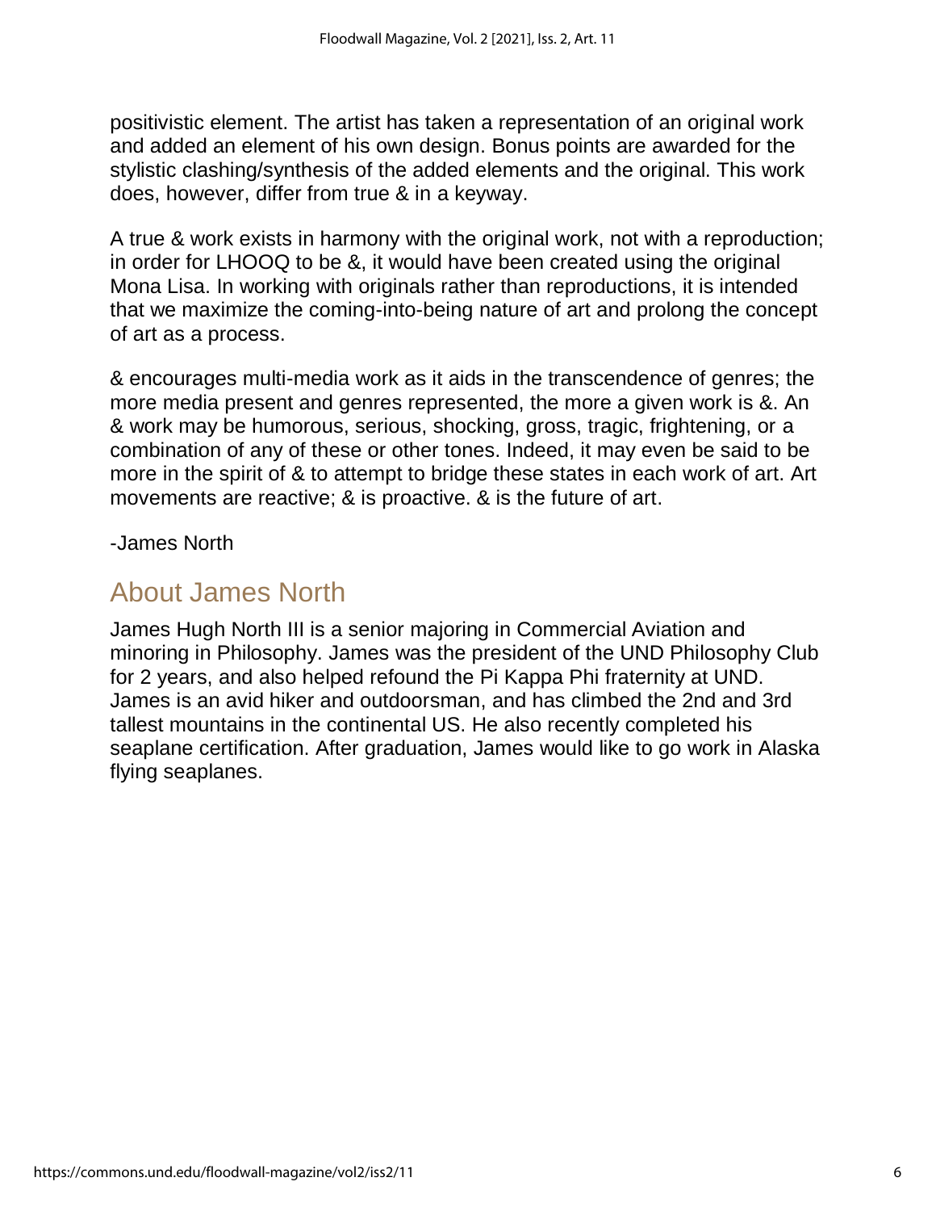positivistic element. The artist has taken a representation of an original work and added an element of his own design. Bonus points are awarded for the stylistic clashing/synthesis of the added elements and the original. This work does, however, differ from true & in a keyway.

A true & work exists in harmony with the original work, not with a reproduction; in order for LHOOQ to be &, it would have been created using the original Mona Lisa. In working with originals rather than reproductions, it is intended that we maximize the coming-into-being nature of art and prolong the concept of art as a process.

& encourages multi-media work as it aids in the transcendence of genres; the more media present and genres represented, the more a given work is &. An & work may be humorous, serious, shocking, gross, tragic, frightening, or a combination of any of these or other tones. Indeed, it may even be said to be more in the spirit of & to attempt to bridge these states in each work of art. Art movements are reactive; & is proactive. & is the future of art.

-James North

## About James North

James Hugh North III is a senior majoring in Commercial Aviation and minoring in Philosophy. James was the president of the UND Philosophy Club for 2 years, and also helped refound the Pi Kappa Phi fraternity at UND. James is an avid hiker and outdoorsman, and has climbed the 2nd and 3rd tallest mountains in the continental US. He also recently completed his seaplane certification. After graduation, James would like to go work in Alaska flying seaplanes.